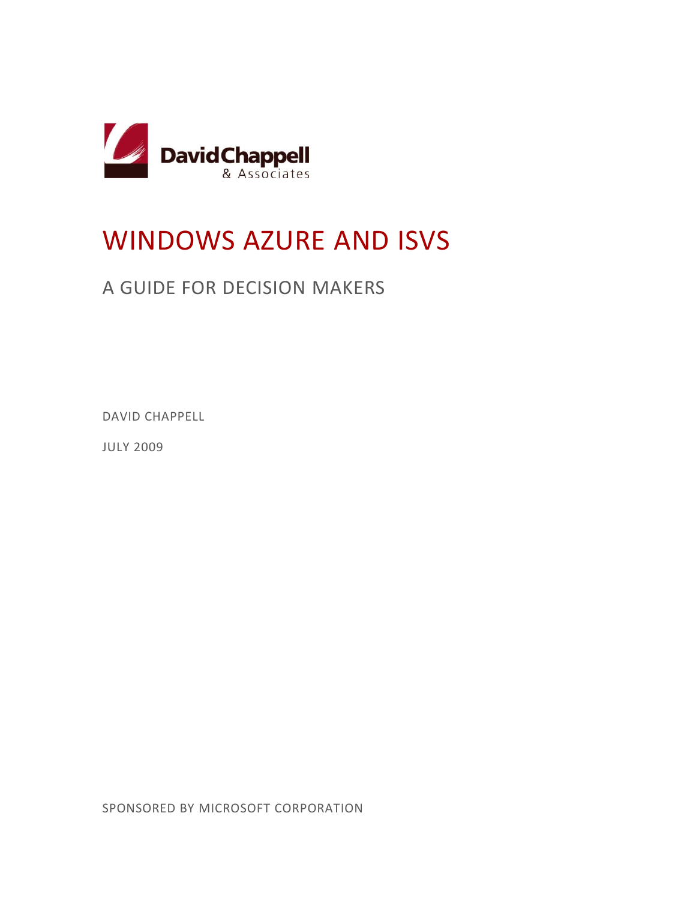DavidChappell
& Associates

# WINDOWS AZURE AND ISVS

## A GUIDE FOR DECISION MAKERS

DAVID CHAPPELL

JULY 2009

SPONSORED BY MICROSOFT CORPORATION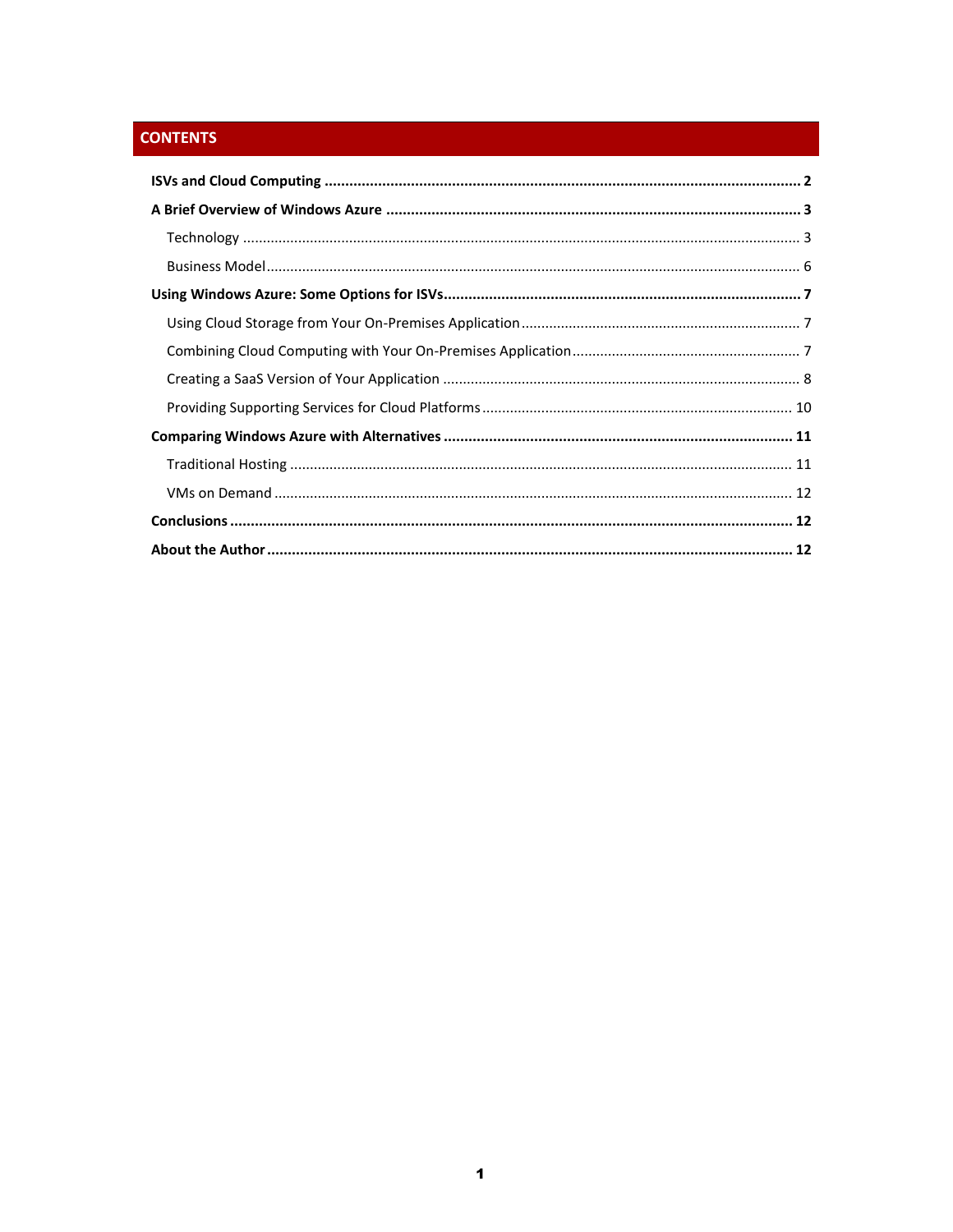## CONTENTS

**ISVs and Cloud Computing** .......... **2**

**A Brief Overview of Windows Azure** .......... **3**

- Technology .......... 3
- Business Model .......... 6

**Using Windows Azure: Some Options for ISVs** .......... **7**

- Using Cloud Storage from Your On-Premises Application .......... 7
- Combining Cloud Computing with Your On-Premises Application .......... 7
- Creating a SaaS Version of Your Application .......... 8
- Providing Supporting Services for Cloud Platforms .......... 10

**Comparing Windows Azure with Alternatives** .......... **11**

- Traditional Hosting .......... 11
- VMs on Demand .......... 12

**Conclusions** .......... **12**

**About the Author** .......... **12**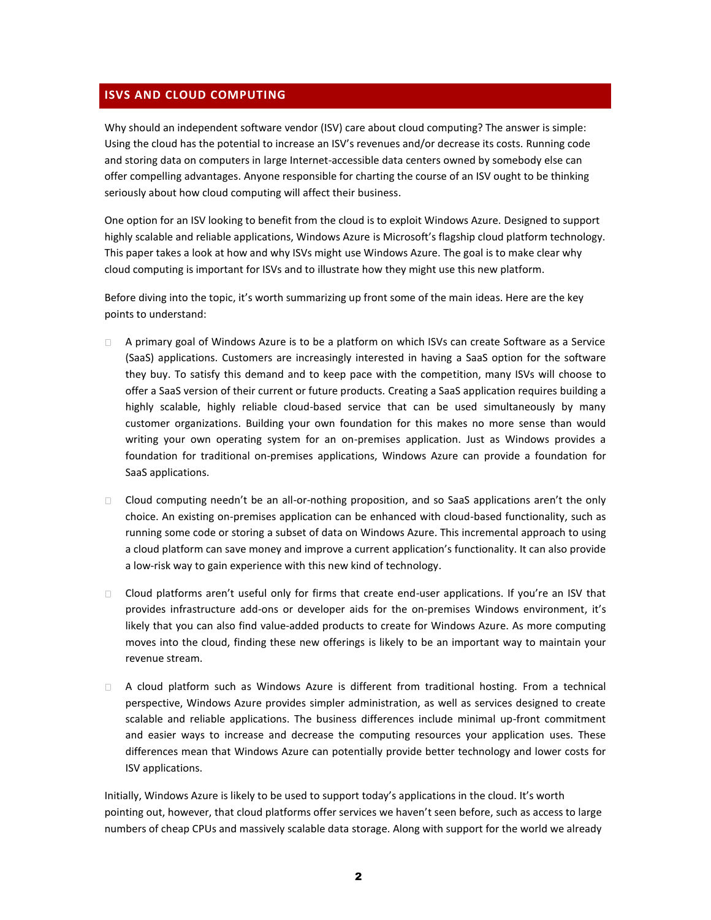## ISVS AND CLOUD COMPUTING

Why should an independent software vendor (ISV) care about cloud computing? The answer is simple: Using the cloud has the potential to increase an ISV's revenues and/or decrease its costs. Running code and storing data on computers in large Internet-accessible data centers owned by somebody else can offer compelling advantages. Anyone responsible for charting the course of an ISV ought to be thinking seriously about how cloud computing will affect their business.

One option for an ISV looking to benefit from the cloud is to exploit Windows Azure. Designed to support highly scalable and reliable applications, Windows Azure is Microsoft's flagship cloud platform technology. This paper takes a look at how and why ISVs might use Windows Azure. The goal is to make clear why cloud computing is important for ISVs and to illustrate how they might use this new platform.

Before diving into the topic, it's worth summarizing up front some of the main ideas. Here are the key points to understand:

- A primary goal of Windows Azure is to be a platform on which ISVs can create Software as a Service (SaaS) applications. Customers are increasingly interested in having a SaaS option for the software they buy. To satisfy this demand and to keep pace with the competition, many ISVs will choose to offer a SaaS version of their current or future products. Creating a SaaS application requires building a highly scalable, highly reliable cloud-based service that can be used simultaneously by many customer organizations. Building your own foundation for this makes no more sense than would writing your own operating system for an on-premises application. Just as Windows provides a foundation for traditional on-premises applications, Windows Azure can provide a foundation for SaaS applications.

- Cloud computing needn't be an all-or-nothing proposition, and so SaaS applications aren't the only choice. An existing on-premises application can be enhanced with cloud-based functionality, such as running some code or storing a subset of data on Windows Azure. This incremental approach to using a cloud platform can save money and improve a current application's functionality. It can also provide a low-risk way to gain experience with this new kind of technology.

- Cloud platforms aren't useful only for firms that create end-user applications. If you're an ISV that provides infrastructure add-ons or developer aids for the on-premises Windows environment, it's likely that you can also find value-added products to create for Windows Azure. As more computing moves into the cloud, finding these new offerings is likely to be an important way to maintain your revenue stream.

- A cloud platform such as Windows Azure is different from traditional hosting. From a technical perspective, Windows Azure provides simpler administration, as well as services designed to create scalable and reliable applications. The business differences include minimal up-front commitment and easier ways to increase and decrease the computing resources your application uses. These differences mean that Windows Azure can potentially provide better technology and lower costs for ISV applications.

Initially, Windows Azure is likely to be used to support today's applications in the cloud. It's worth pointing out, however, that cloud platforms offer services we haven't seen before, such as access to large numbers of cheap CPUs and massively scalable data storage. Along with support for the world we already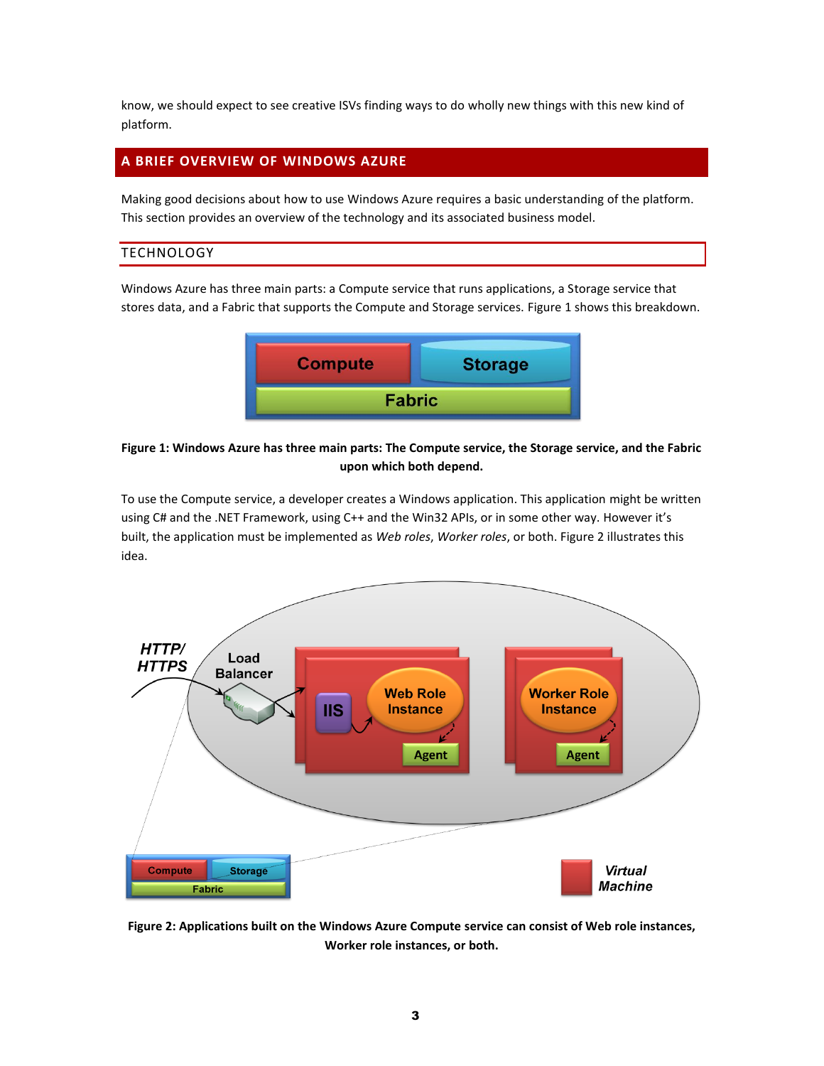know, we should expect to see creative ISVs finding ways to do wholly new things with this new kind of platform.

## A BRIEF OVERVIEW OF WINDOWS AZURE

Making good decisions about how to use Windows Azure requires a basic understanding of the platform. This section provides an overview of the technology and its associated business model.

### TECHNOLOGY

Windows Azure has three main parts: a Compute service that runs applications, a Storage service that stores data, and a Fabric that supports the Compute and Storage services. Figure 1 shows this breakdown.

**Figure 1: Windows Azure has three main parts: The Compute service, the Storage service, and the Fabric upon which both depend.**

To use the Compute service, a developer creates a Windows application. This application might be written using C# and the .NET Framework, using C++ and the Win32 APIs, or in some other way. However it's built, the application must be implemented as *Web roles*, *Worker roles*, or both. Figure 2 illustrates this idea.

**Figure 2: Applications built on the Windows Azure Compute service can consist of Web role instances, Worker role instances, or both.**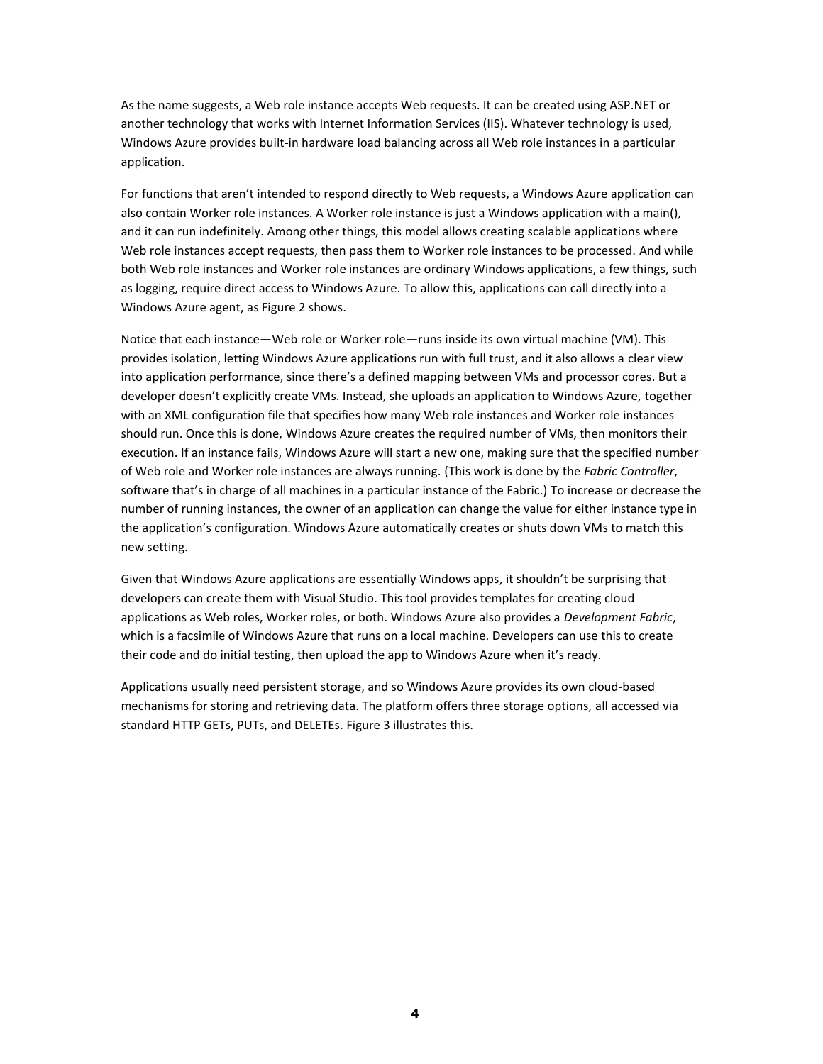As the name suggests, a Web role instance accepts Web requests. It can be created using ASP.NET or another technology that works with Internet Information Services (IIS). Whatever technology is used, Windows Azure provides built-in hardware load balancing across all Web role instances in a particular application.

For functions that aren't intended to respond directly to Web requests, a Windows Azure application can also contain Worker role instances. A Worker role instance is just a Windows application with a main(), and it can run indefinitely. Among other things, this model allows creating scalable applications where Web role instances accept requests, then pass them to Worker role instances to be processed. And while both Web role instances and Worker role instances are ordinary Windows applications, a few things, such as logging, require direct access to Windows Azure. To allow this, applications can call directly into a Windows Azure agent, as Figure 2 shows.

Notice that each instance—Web role or Worker role—runs inside its own virtual machine (VM). This provides isolation, letting Windows Azure applications run with full trust, and it also allows a clear view into application performance, since there's a defined mapping between VMs and processor cores. But a developer doesn't explicitly create VMs. Instead, she uploads an application to Windows Azure, together with an XML configuration file that specifies how many Web role instances and Worker role instances should run. Once this is done, Windows Azure creates the required number of VMs, then monitors their execution. If an instance fails, Windows Azure will start a new one, making sure that the specified number of Web role and Worker role instances are always running. (This work is done by the *Fabric Controller*, software that's in charge of all machines in a particular instance of the Fabric.) To increase or decrease the number of running instances, the owner of an application can change the value for either instance type in the application's configuration. Windows Azure automatically creates or shuts down VMs to match this new setting.

Given that Windows Azure applications are essentially Windows apps, it shouldn't be surprising that developers can create them with Visual Studio. This tool provides templates for creating cloud applications as Web roles, Worker roles, or both. Windows Azure also provides a *Development Fabric*, which is a facsimile of Windows Azure that runs on a local machine. Developers can use this to create their code and do initial testing, then upload the app to Windows Azure when it's ready.

Applications usually need persistent storage, and so Windows Azure provides its own cloud-based mechanisms for storing and retrieving data. The platform offers three storage options, all accessed via standard HTTP GETs, PUTs, and DELETEs. Figure 3 illustrates this.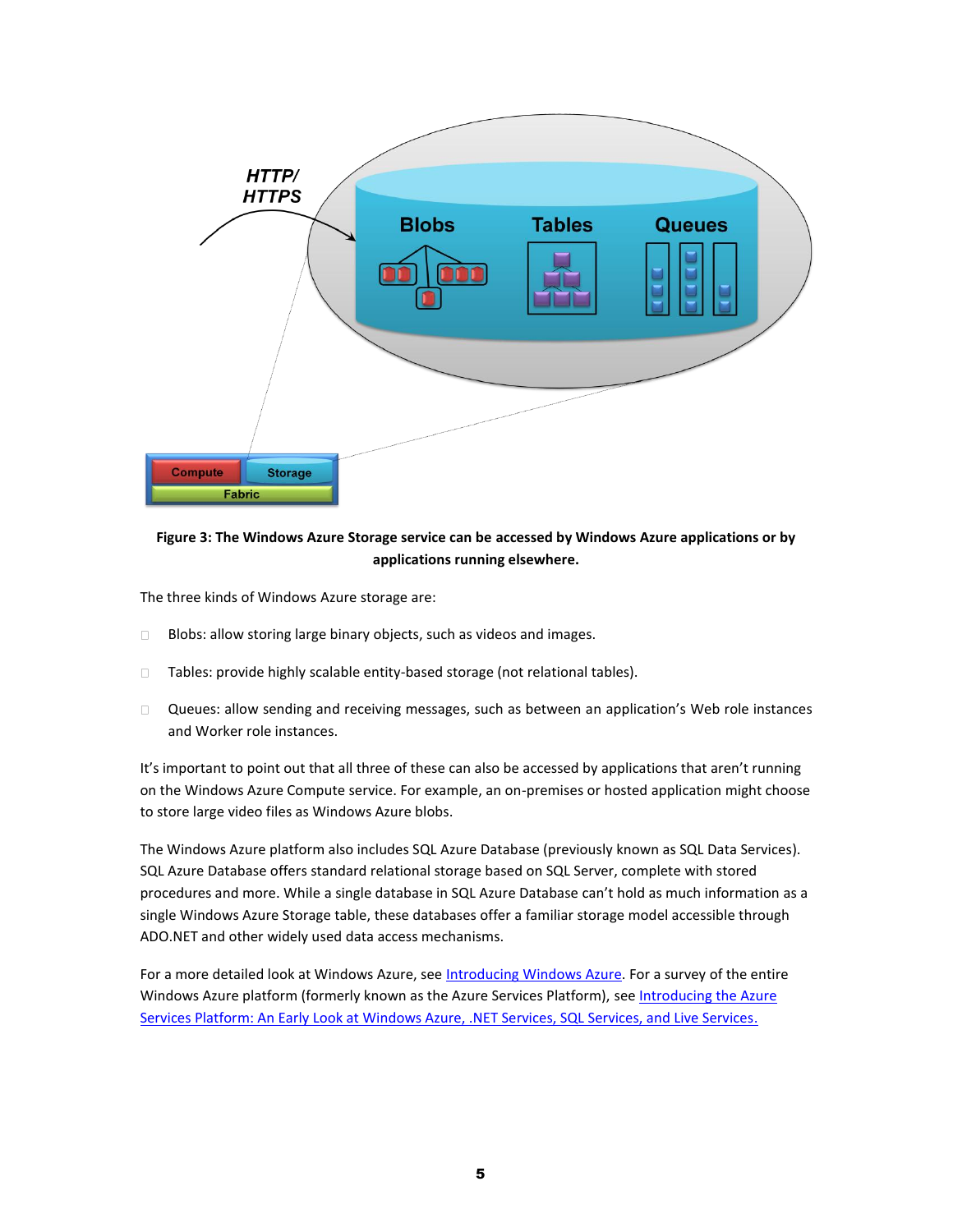**Figure 3: The Windows Azure Storage service can be accessed by Windows Azure applications or by applications running elsewhere.**

The three kinds of Windows Azure storage are:

- Blobs: allow storing large binary objects, such as videos and images.
- Tables: provide highly scalable entity-based storage (not relational tables).
- Queues: allow sending and receiving messages, such as between an application's Web role instances and Worker role instances.

It's important to point out that all three of these can also be accessed by applications that aren't running on the Windows Azure Compute service. For example, an on-premises or hosted application might choose to store large video files as Windows Azure blobs.

The Windows Azure platform also includes SQL Azure Database (previously known as SQL Data Services). SQL Azure Database offers standard relational storage based on SQL Server, complete with stored procedures and more. While a single database in SQL Azure Database can't hold as much information as a single Windows Azure Storage table, these databases offer a familiar storage model accessible through ADO.NET and other widely used data access mechanisms.

For a more detailed look at Windows Azure, see [Introducing Windows Azure](). For a survey of the entire Windows Azure platform (formerly known as the Azure Services Platform), see [Introducing the Azure Services Platform: An Early Look at Windows Azure, .NET Services, SQL Services, and Live Services.]()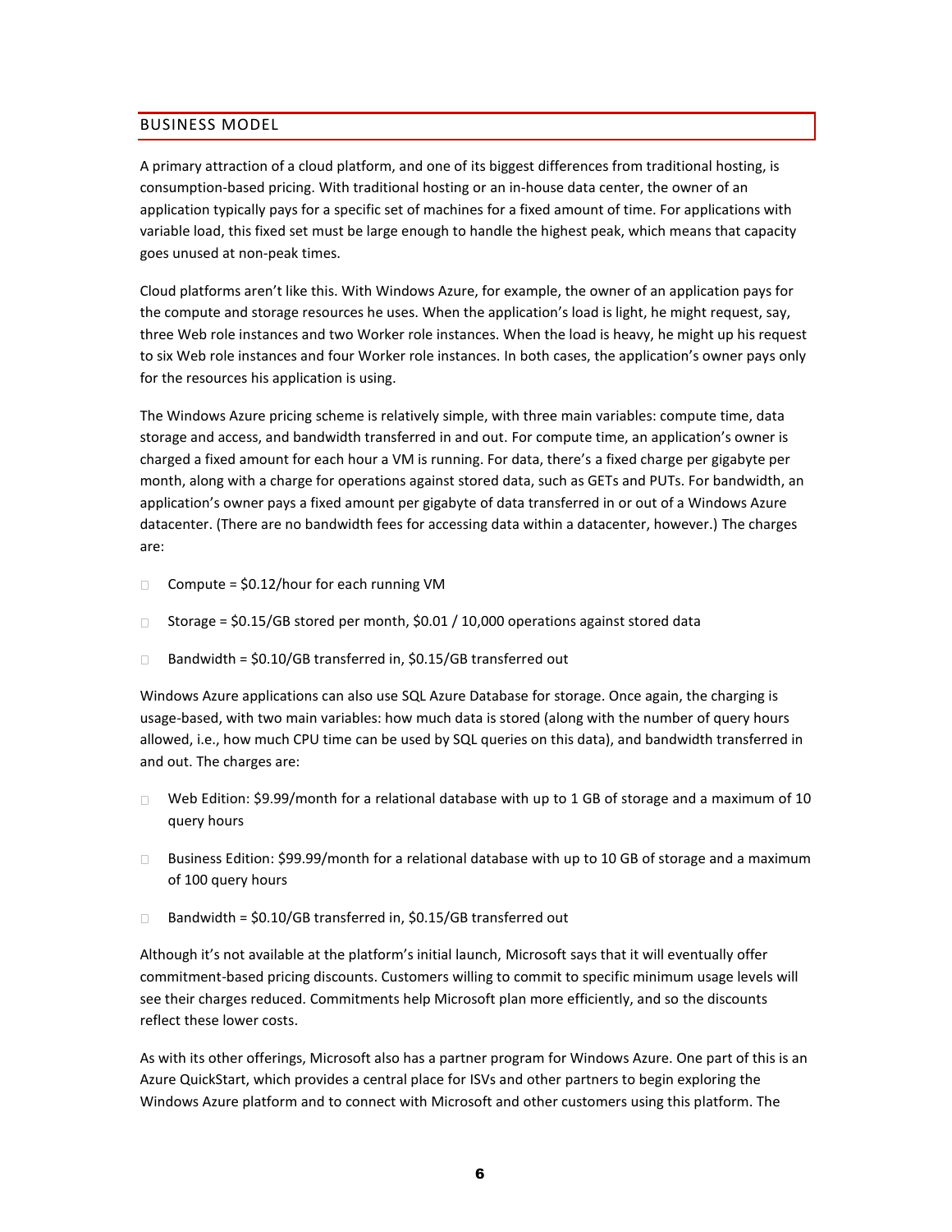## BUSINESS MODEL

A primary attraction of a cloud platform, and one of its biggest differences from traditional hosting, is consumption-based pricing. With traditional hosting or an in-house data center, the owner of an application typically pays for a specific set of machines for a fixed amount of time. For applications with variable load, this fixed set must be large enough to handle the highest peak, which means that capacity goes unused at non-peak times.

Cloud platforms aren't like this. With Windows Azure, for example, the owner of an application pays for the compute and storage resources he uses. When the application's load is light, he might request, say, three Web role instances and two Worker role instances. When the load is heavy, he might up his request to six Web role instances and four Worker role instances. In both cases, the application's owner pays only for the resources his application is using.

The Windows Azure pricing scheme is relatively simple, with three main variables: compute time, data storage and access, and bandwidth transferred in and out. For compute time, an application's owner is charged a fixed amount for each hour a VM is running. For data, there's a fixed charge per gigabyte per month, along with a charge for operations against stored data, such as GETs and PUTs. For bandwidth, an application's owner pays a fixed amount per gigabyte of data transferred in or out of a Windows Azure datacenter. (There are no bandwidth fees for accessing data within a datacenter, however.) The charges are:

- Compute = $0.12/hour for each running VM
- Storage = $0.15/GB stored per month, $0.01 / 10,000 operations against stored data
- Bandwidth = $0.10/GB transferred in, $0.15/GB transferred out

Windows Azure applications can also use SQL Azure Database for storage. Once again, the charging is usage-based, with two main variables: how much data is stored (along with the number of query hours allowed, i.e., how much CPU time can be used by SQL queries on this data), and bandwidth transferred in and out. The charges are:

- Web Edition: $9.99/month for a relational database with up to 1 GB of storage and a maximum of 10 query hours
- Business Edition: $99.99/month for a relational database with up to 10 GB of storage and a maximum of 100 query hours
- Bandwidth = $0.10/GB transferred in, $0.15/GB transferred out

Although it's not available at the platform's initial launch, Microsoft says that it will eventually offer commitment-based pricing discounts. Customers willing to commit to specific minimum usage levels will see their charges reduced. Commitments help Microsoft plan more efficiently, and so the discounts reflect these lower costs.

As with its other offerings, Microsoft also has a partner program for Windows Azure. One part of this is an Azure QuickStart, which provides a central place for ISVs and other partners to begin exploring the Windows Azure platform and to connect with Microsoft and other customers using this platform. The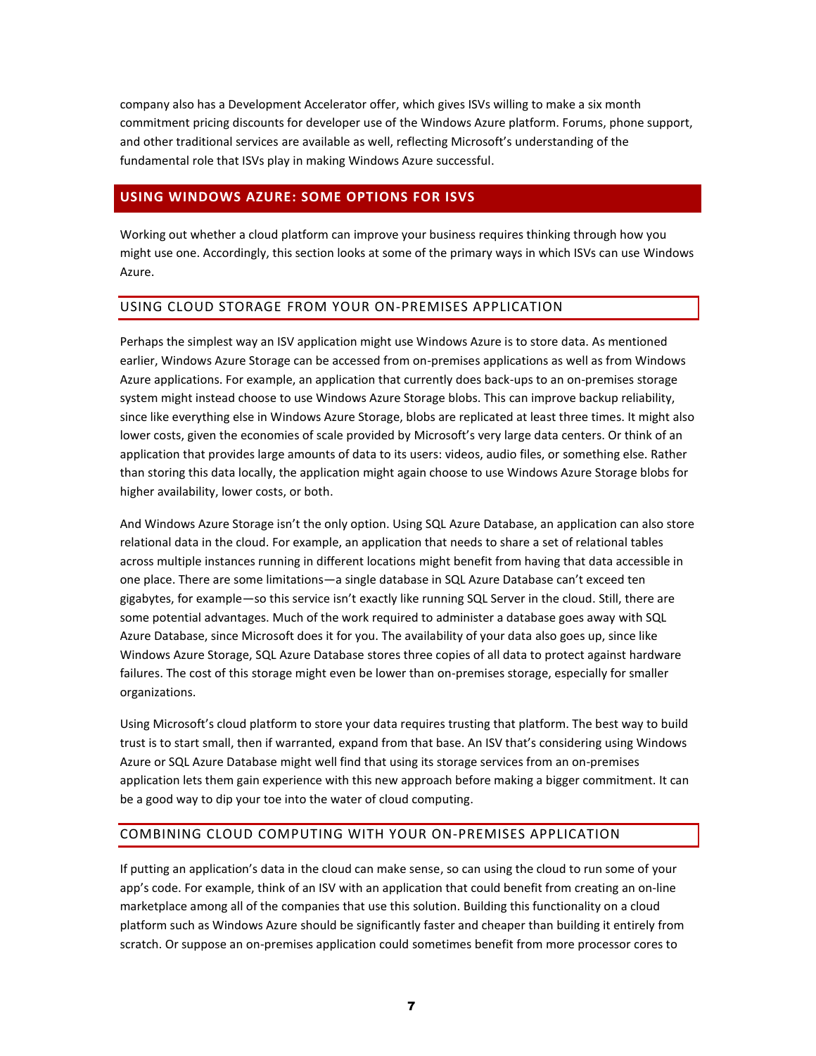company also has a Development Accelerator offer, which gives ISVs willing to make a six month commitment pricing discounts for developer use of the Windows Azure platform. Forums, phone support, and other traditional services are available as well, reflecting Microsoft's understanding of the fundamental role that ISVs play in making Windows Azure successful.

## USING WINDOWS AZURE: SOME OPTIONS FOR ISVS

Working out whether a cloud platform can improve your business requires thinking through how you might use one. Accordingly, this section looks at some of the primary ways in which ISVs can use Windows Azure.

### USING CLOUD STORAGE FROM YOUR ON-PREMISES APPLICATION

Perhaps the simplest way an ISV application might use Windows Azure is to store data. As mentioned earlier, Windows Azure Storage can be accessed from on-premises applications as well as from Windows Azure applications. For example, an application that currently does back-ups to an on-premises storage system might instead choose to use Windows Azure Storage blobs. This can improve backup reliability, since like everything else in Windows Azure Storage, blobs are replicated at least three times. It might also lower costs, given the economies of scale provided by Microsoft's very large data centers. Or think of an application that provides large amounts of data to its users: videos, audio files, or something else. Rather than storing this data locally, the application might again choose to use Windows Azure Storage blobs for higher availability, lower costs, or both.

And Windows Azure Storage isn't the only option. Using SQL Azure Database, an application can also store relational data in the cloud. For example, an application that needs to share a set of relational tables across multiple instances running in different locations might benefit from having that data accessible in one place. There are some limitations—a single database in SQL Azure Database can't exceed ten gigabytes, for example—so this service isn't exactly like running SQL Server in the cloud. Still, there are some potential advantages. Much of the work required to administer a database goes away with SQL Azure Database, since Microsoft does it for you. The availability of your data also goes up, since like Windows Azure Storage, SQL Azure Database stores three copies of all data to protect against hardware failures. The cost of this storage might even be lower than on-premises storage, especially for smaller organizations.

Using Microsoft's cloud platform to store your data requires trusting that platform. The best way to build trust is to start small, then if warranted, expand from that base. An ISV that's considering using Windows Azure or SQL Azure Database might well find that using its storage services from an on-premises application lets them gain experience with this new approach before making a bigger commitment. It can be a good way to dip your toe into the water of cloud computing.

### COMBINING CLOUD COMPUTING WITH YOUR ON-PREMISES APPLICATION

If putting an application's data in the cloud can make sense, so can using the cloud to run some of your app's code. For example, think of an ISV with an application that could benefit from creating an on-line marketplace among all of the companies that use this solution. Building this functionality on a cloud platform such as Windows Azure should be significantly faster and cheaper than building it entirely from scratch. Or suppose an on-premises application could sometimes benefit from more processor cores to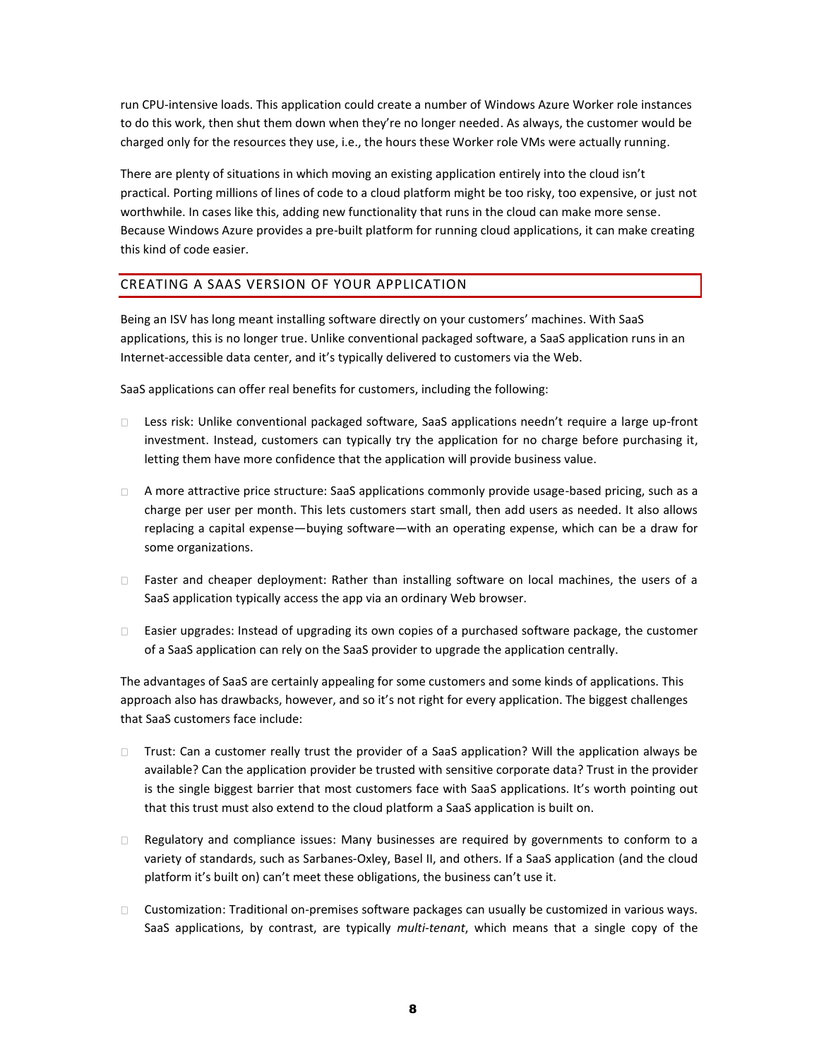run CPU-intensive loads. This application could create a number of Windows Azure Worker role instances to do this work, then shut them down when they're no longer needed. As always, the customer would be charged only for the resources they use, i.e., the hours these Worker role VMs were actually running.

There are plenty of situations in which moving an existing application entirely into the cloud isn't practical. Porting millions of lines of code to a cloud platform might be too risky, too expensive, or just not worthwhile. In cases like this, adding new functionality that runs in the cloud can make more sense. Because Windows Azure provides a pre-built platform for running cloud applications, it can make creating this kind of code easier.

## CREATING A SAAS VERSION OF YOUR APPLICATION

Being an ISV has long meant installing software directly on your customers' machines. With SaaS applications, this is no longer true. Unlike conventional packaged software, a SaaS application runs in an Internet-accessible data center, and it's typically delivered to customers via the Web.

SaaS applications can offer real benefits for customers, including the following:

- Less risk: Unlike conventional packaged software, SaaS applications needn't require a large up-front investment. Instead, customers can typically try the application for no charge before purchasing it, letting them have more confidence that the application will provide business value.
- A more attractive price structure: SaaS applications commonly provide usage-based pricing, such as a charge per user per month. This lets customers start small, then add users as needed. It also allows replacing a capital expense—buying software—with an operating expense, which can be a draw for some organizations.
- Faster and cheaper deployment: Rather than installing software on local machines, the users of a SaaS application typically access the app via an ordinary Web browser.
- Easier upgrades: Instead of upgrading its own copies of a purchased software package, the customer of a SaaS application can rely on the SaaS provider to upgrade the application centrally.

The advantages of SaaS are certainly appealing for some customers and some kinds of applications. This approach also has drawbacks, however, and so it's not right for every application. The biggest challenges that SaaS customers face include:

- Trust: Can a customer really trust the provider of a SaaS application? Will the application always be available? Can the application provider be trusted with sensitive corporate data? Trust in the provider is the single biggest barrier that most customers face with SaaS applications. It's worth pointing out that this trust must also extend to the cloud platform a SaaS application is built on.
- Regulatory and compliance issues: Many businesses are required by governments to conform to a variety of standards, such as Sarbanes-Oxley, Basel II, and others. If a SaaS application (and the cloud platform it's built on) can't meet these obligations, the business can't use it.
- Customization: Traditional on-premises software packages can usually be customized in various ways. SaaS applications, by contrast, are typically *multi-tenant*, which means that a single copy of the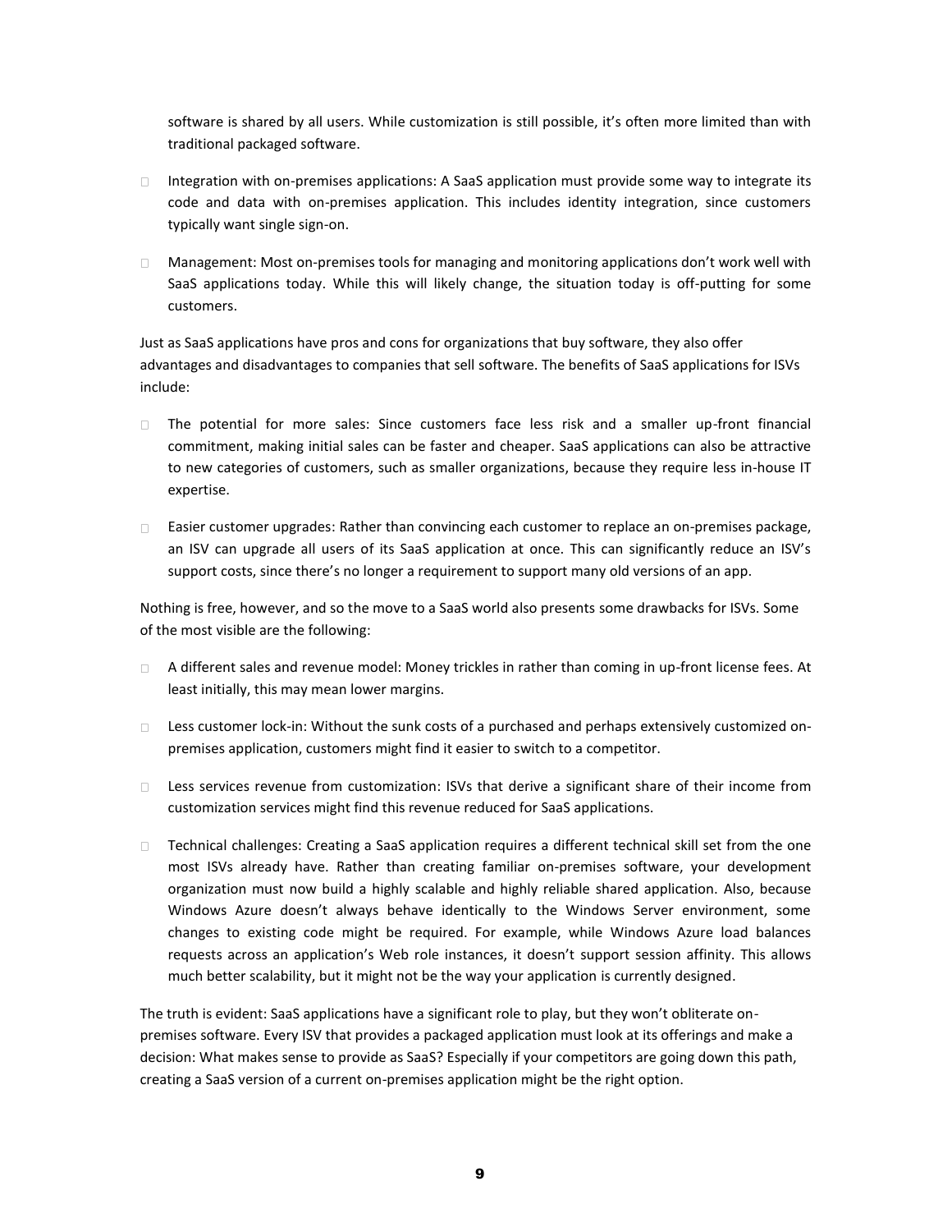software is shared by all users. While customization is still possible, it's often more limited than with traditional packaged software.

- Integration with on-premises applications: A SaaS application must provide some way to integrate its code and data with on-premises application. This includes identity integration, since customers typically want single sign-on.

- Management: Most on-premises tools for managing and monitoring applications don't work well with SaaS applications today. While this will likely change, the situation today is off-putting for some customers.

Just as SaaS applications have pros and cons for organizations that buy software, they also offer advantages and disadvantages to companies that sell software. The benefits of SaaS applications for ISVs include:

- The potential for more sales: Since customers face less risk and a smaller up-front financial commitment, making initial sales can be faster and cheaper. SaaS applications can also be attractive to new categories of customers, such as smaller organizations, because they require less in-house IT expertise.

- Easier customer upgrades: Rather than convincing each customer to replace an on-premises package, an ISV can upgrade all users of its SaaS application at once. This can significantly reduce an ISV's support costs, since there's no longer a requirement to support many old versions of an app.

Nothing is free, however, and so the move to a SaaS world also presents some drawbacks for ISVs. Some of the most visible are the following:

- A different sales and revenue model: Money trickles in rather than coming in up-front license fees. At least initially, this may mean lower margins.

- Less customer lock-in: Without the sunk costs of a purchased and perhaps extensively customized on-premises application, customers might find it easier to switch to a competitor.

- Less services revenue from customization: ISVs that derive a significant share of their income from customization services might find this revenue reduced for SaaS applications.

- Technical challenges: Creating a SaaS application requires a different technical skill set from the one most ISVs already have. Rather than creating familiar on-premises software, your development organization must now build a highly scalable and highly reliable shared application. Also, because Windows Azure doesn't always behave identically to the Windows Server environment, some changes to existing code might be required. For example, while Windows Azure load balances requests across an application's Web role instances, it doesn't support session affinity. This allows much better scalability, but it might not be the way your application is currently designed.

The truth is evident: SaaS applications have a significant role to play, but they won't obliterate on-premises software. Every ISV that provides a packaged application must look at its offerings and make a decision: What makes sense to provide as SaaS? Especially if your competitors are going down this path, creating a SaaS version of a current on-premises application might be the right option.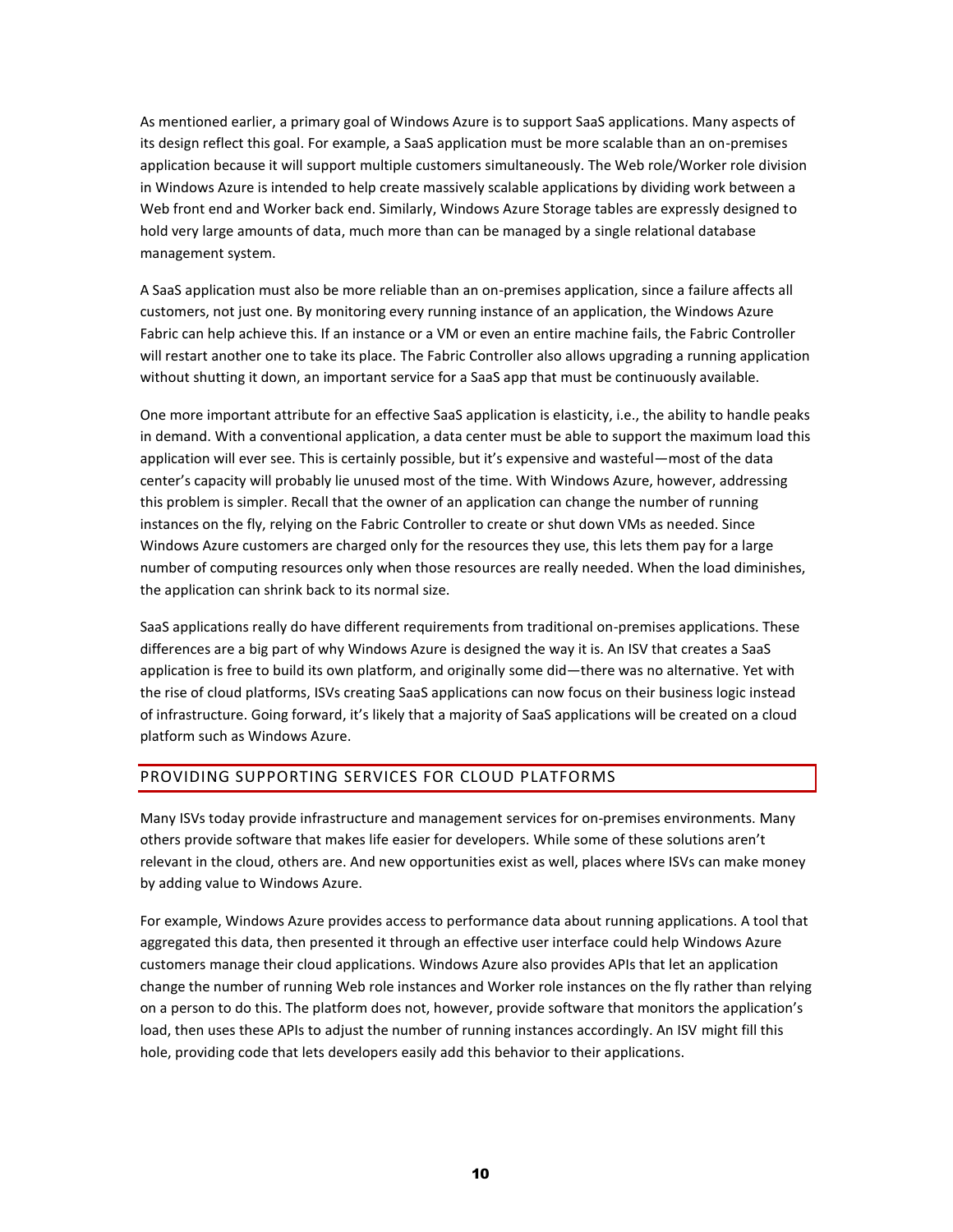As mentioned earlier, a primary goal of Windows Azure is to support SaaS applications. Many aspects of its design reflect this goal. For example, a SaaS application must be more scalable than an on-premises application because it will support multiple customers simultaneously. The Web role/Worker role division in Windows Azure is intended to help create massively scalable applications by dividing work between a Web front end and Worker back end. Similarly, Windows Azure Storage tables are expressly designed to hold very large amounts of data, much more than can be managed by a single relational database management system.

A SaaS application must also be more reliable than an on-premises application, since a failure affects all customers, not just one. By monitoring every running instance of an application, the Windows Azure Fabric can help achieve this. If an instance or a VM or even an entire machine fails, the Fabric Controller will restart another one to take its place. The Fabric Controller also allows upgrading a running application without shutting it down, an important service for a SaaS app that must be continuously available.

One more important attribute for an effective SaaS application is elasticity, i.e., the ability to handle peaks in demand. With a conventional application, a data center must be able to support the maximum load this application will ever see. This is certainly possible, but it's expensive and wasteful—most of the data center's capacity will probably lie unused most of the time. With Windows Azure, however, addressing this problem is simpler. Recall that the owner of an application can change the number of running instances on the fly, relying on the Fabric Controller to create or shut down VMs as needed. Since Windows Azure customers are charged only for the resources they use, this lets them pay for a large number of computing resources only when those resources are really needed. When the load diminishes, the application can shrink back to its normal size.

SaaS applications really do have different requirements from traditional on-premises applications. These differences are a big part of why Windows Azure is designed the way it is. An ISV that creates a SaaS application is free to build its own platform, and originally some did—there was no alternative. Yet with the rise of cloud platforms, ISVs creating SaaS applications can now focus on their business logic instead of infrastructure. Going forward, it's likely that a majority of SaaS applications will be created on a cloud platform such as Windows Azure.

## PROVIDING SUPPORTING SERVICES FOR CLOUD PLATFORMS

Many ISVs today provide infrastructure and management services for on-premises environments. Many others provide software that makes life easier for developers. While some of these solutions aren't relevant in the cloud, others are. And new opportunities exist as well, places where ISVs can make money by adding value to Windows Azure.

For example, Windows Azure provides access to performance data about running applications. A tool that aggregated this data, then presented it through an effective user interface could help Windows Azure customers manage their cloud applications. Windows Azure also provides APIs that let an application change the number of running Web role instances and Worker role instances on the fly rather than relying on a person to do this. The platform does not, however, provide software that monitors the application's load, then uses these APIs to adjust the number of running instances accordingly. An ISV might fill this hole, providing code that lets developers easily add this behavior to their applications.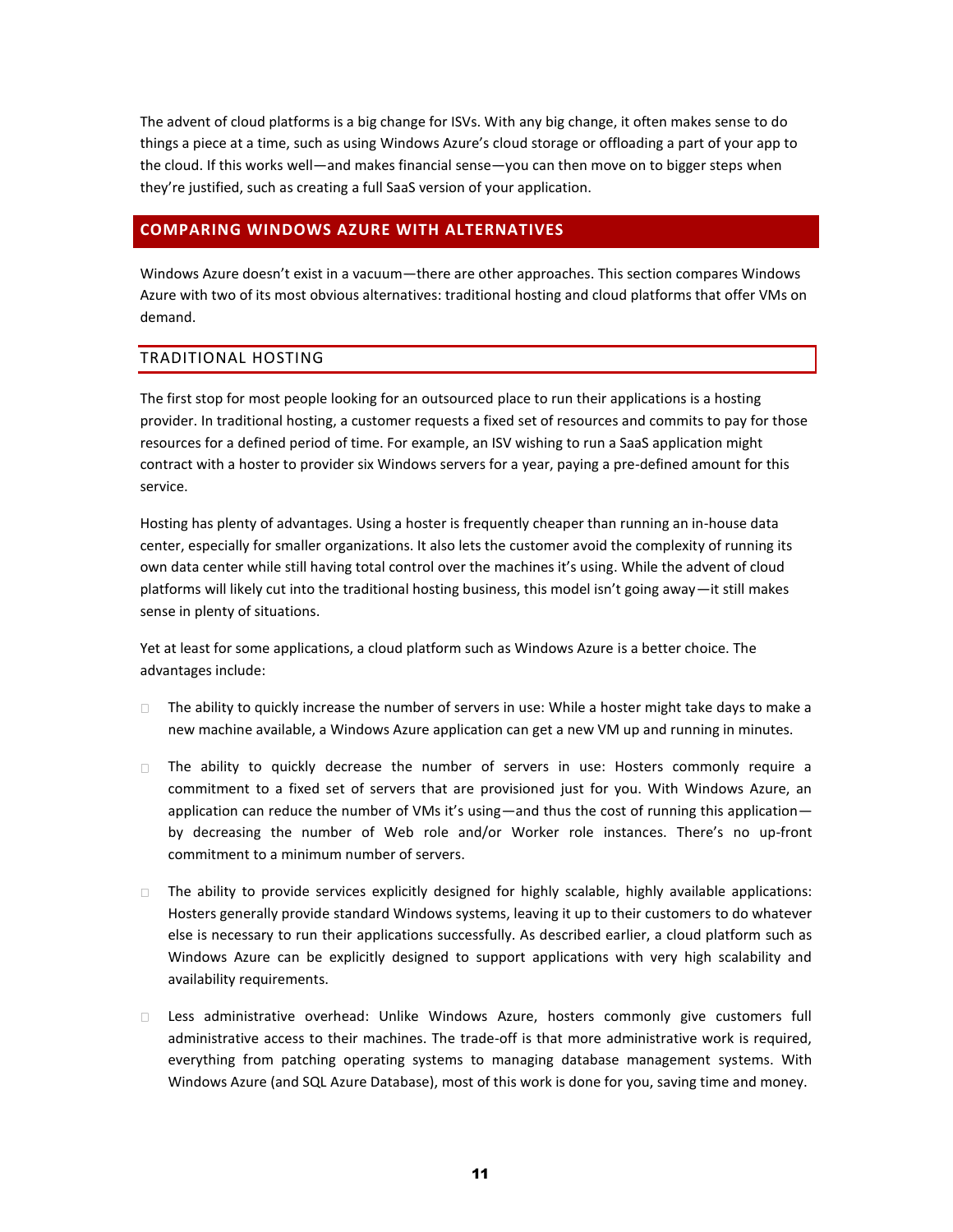The advent of cloud platforms is a big change for ISVs. With any big change, it often makes sense to do things a piece at a time, such as using Windows Azure's cloud storage or offloading a part of your app to the cloud. If this works well—and makes financial sense—you can then move on to bigger steps when they're justified, such as creating a full SaaS version of your application.

## COMPARING WINDOWS AZURE WITH ALTERNATIVES

Windows Azure doesn't exist in a vacuum—there are other approaches. This section compares Windows Azure with two of its most obvious alternatives: traditional hosting and cloud platforms that offer VMs on demand.

### TRADITIONAL HOSTING

The first stop for most people looking for an outsourced place to run their applications is a hosting provider. In traditional hosting, a customer requests a fixed set of resources and commits to pay for those resources for a defined period of time. For example, an ISV wishing to run a SaaS application might contract with a hoster to provider six Windows servers for a year, paying a pre-defined amount for this service.

Hosting has plenty of advantages. Using a hoster is frequently cheaper than running an in-house data center, especially for smaller organizations. It also lets the customer avoid the complexity of running its own data center while still having total control over the machines it's using. While the advent of cloud platforms will likely cut into the traditional hosting business, this model isn't going away—it still makes sense in plenty of situations.

Yet at least for some applications, a cloud platform such as Windows Azure is a better choice. The advantages include:

- The ability to quickly increase the number of servers in use: While a hoster might take days to make a new machine available, a Windows Azure application can get a new VM up and running in minutes.
- The ability to quickly decrease the number of servers in use: Hosters commonly require a commitment to a fixed set of servers that are provisioned just for you. With Windows Azure, an application can reduce the number of VMs it's using—and thus the cost of running this application—by decreasing the number of Web role and/or Worker role instances. There's no up-front commitment to a minimum number of servers.
- The ability to provide services explicitly designed for highly scalable, highly available applications: Hosters generally provide standard Windows systems, leaving it up to their customers to do whatever else is necessary to run their applications successfully. As described earlier, a cloud platform such as Windows Azure can be explicitly designed to support applications with very high scalability and availability requirements.
- Less administrative overhead: Unlike Windows Azure, hosters commonly give customers full administrative access to their machines. The trade-off is that more administrative work is required, everything from patching operating systems to managing database management systems. With Windows Azure (and SQL Azure Database), most of this work is done for you, saving time and money.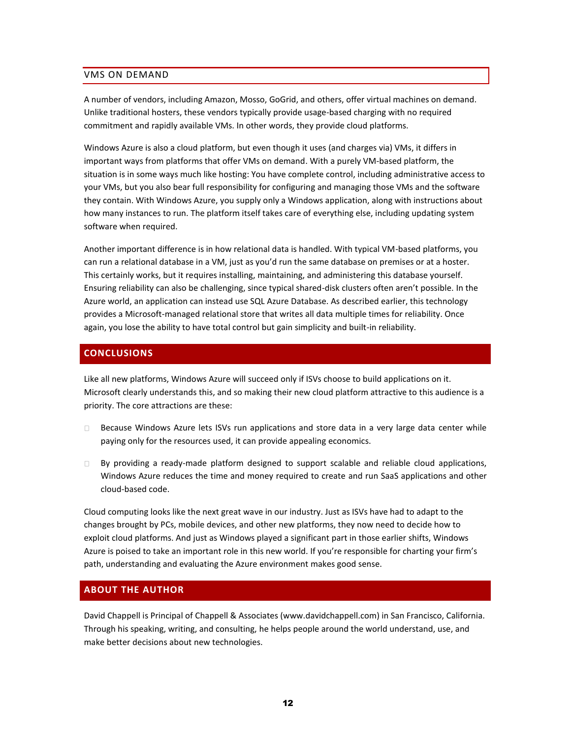### VMS ON DEMAND

A number of vendors, including Amazon, Mosso, GoGrid, and others, offer virtual machines on demand. Unlike traditional hosters, these vendors typically provide usage-based charging with no required commitment and rapidly available VMs. In other words, they provide cloud platforms.

Windows Azure is also a cloud platform, but even though it uses (and charges via) VMs, it differs in important ways from platforms that offer VMs on demand. With a purely VM-based platform, the situation is in some ways much like hosting: You have complete control, including administrative access to your VMs, but you also bear full responsibility for configuring and managing those VMs and the software they contain. With Windows Azure, you supply only a Windows application, along with instructions about how many instances to run. The platform itself takes care of everything else, including updating system software when required.

Another important difference is in how relational data is handled. With typical VM-based platforms, you can run a relational database in a VM, just as you'd run the same database on premises or at a hoster. This certainly works, but it requires installing, maintaining, and administering this database yourself. Ensuring reliability can also be challenging, since typical shared-disk clusters often aren't possible. In the Azure world, an application can instead use SQL Azure Database. As described earlier, this technology provides a Microsoft-managed relational store that writes all data multiple times for reliability. Once again, you lose the ability to have total control but gain simplicity and built-in reliability.

## CONCLUSIONS

Like all new platforms, Windows Azure will succeed only if ISVs choose to build applications on it. Microsoft clearly understands this, and so making their new cloud platform attractive to this audience is a priority. The core attractions are these:

- Because Windows Azure lets ISVs run applications and store data in a very large data center while paying only for the resources used, it can provide appealing economics.
- By providing a ready-made platform designed to support scalable and reliable cloud applications, Windows Azure reduces the time and money required to create and run SaaS applications and other cloud-based code.

Cloud computing looks like the next great wave in our industry. Just as ISVs have had to adapt to the changes brought by PCs, mobile devices, and other new platforms, they now need to decide how to exploit cloud platforms. And just as Windows played a significant part in those earlier shifts, Windows Azure is poised to take an important role in this new world. If you're responsible for charting your firm's path, understanding and evaluating the Azure environment makes good sense.

## ABOUT THE AUTHOR

David Chappell is Principal of Chappell & Associates (www.davidchappell.com) in San Francisco, California. Through his speaking, writing, and consulting, he helps people around the world understand, use, and make better decisions about new technologies.